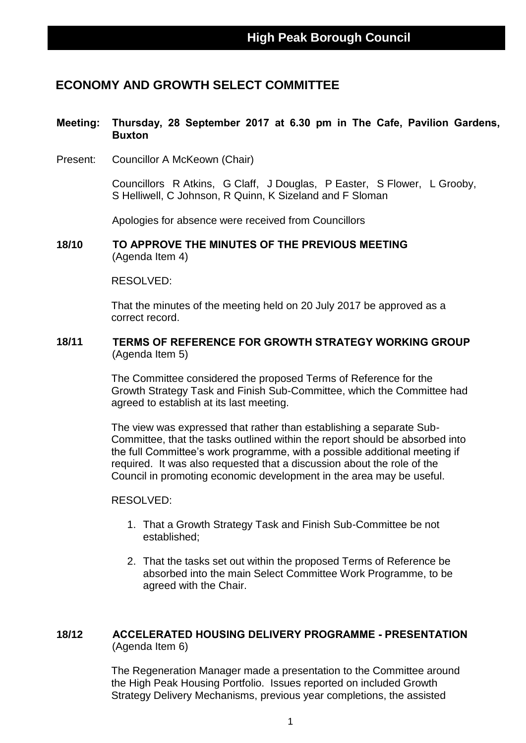# High Peak Borough Council

## ECONOMY AND GROWTH SELECT COMMITTEE

**Meeting: Thursday, 28 September 2017 at 6.30 pm in The Cafe, Pavilion Gardens, Buxton**

Present: Councillor A McKeown (Chair)

Councillors R Atkins, G Claff, J Douglas, P Easter, S Flower, L Grooby, S Helliwell, C Johnson, R Quinn, K Sizeland and F Sloman

Apologies for absence were received from Councillors

### 18/10 TO APPROVE THE MINUTES OF THE PREVIOUS MEETING

(Agenda Item 4)

RESOLVED:

That the minutes of the meeting held on 20 July 2017 be approved as a correct record.

### 18/11 TERMS OF REFERENCE FOR GROWTH STRATEGY WORKING GROUP

(Agenda Item 5)

The Committee considered the proposed Terms of Reference for the Growth Strategy Task and Finish Sub-Committee, which the Committee had agreed to establish at its last meeting.

The view was expressed that rather than establishing a separate Sub-Committee, that the tasks outlined within the report should be absorbed into the full Committee's work programme, with a possible additional meeting if required. It was also requested that a discussion about the role of the Council in promoting economic development in the area may be useful.

RESOLVED:

1. That a Growth Strategy Task and Finish Sub-Committee be not established;
2. That the tasks set out within the proposed Terms of Reference be absorbed into the main Select Committee Work Programme, to be agreed with the Chair.

### 18/12 ACCELERATED HOUSING DELIVERY PROGRAMME - PRESENTATION

(Agenda Item 6)

The Regeneration Manager made a presentation to the Committee around the High Peak Housing Portfolio. Issues reported on included Growth Strategy Delivery Mechanisms, previous year completions, the assisted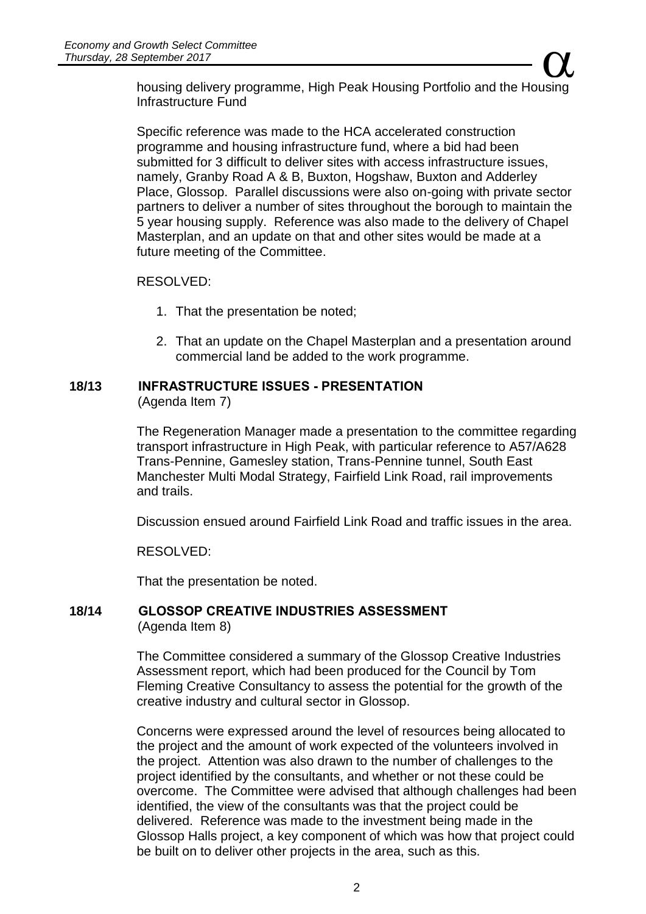housing delivery programme, High Peak Housing Portfolio and the Housing Infrastructure Fund

Specific reference was made to the HCA accelerated construction programme and housing infrastructure fund, where a bid had been submitted for 3 difficult to deliver sites with access infrastructure issues, namely, Granby Road A & B, Buxton, Hogshaw, Buxton and Adderley Place, Glossop. Parallel discussions were also on-going with private sector partners to deliver a number of sites throughout the borough to maintain the 5 year housing supply. Reference was also made to the delivery of Chapel Masterplan, and an update on that and other sites would be made at a future meeting of the Committee.

RESOLVED:

1. That the presentation be noted;
2. That an update on the Chapel Masterplan and a presentation around commercial land be added to the work programme.

## 18/13 INFRASTRUCTURE ISSUES - PRESENTATION

(Agenda Item 7)

The Regeneration Manager made a presentation to the committee regarding transport infrastructure in High Peak, with particular reference to A57/A628 Trans-Pennine, Gamesley station, Trans-Pennine tunnel, South East Manchester Multi Modal Strategy, Fairfield Link Road, rail improvements and trails.

Discussion ensued around Fairfield Link Road and traffic issues in the area.

RESOLVED:

That the presentation be noted.

## 18/14 GLOSSOP CREATIVE INDUSTRIES ASSESSMENT

(Agenda Item 8)

The Committee considered a summary of the Glossop Creative Industries Assessment report, which had been produced for the Council by Tom Fleming Creative Consultancy to assess the potential for the growth of the creative industry and cultural sector in Glossop.

Concerns were expressed around the level of resources being allocated to the project and the amount of work expected of the volunteers involved in the project. Attention was also drawn to the number of challenges to the project identified by the consultants, and whether or not these could be overcome. The Committee were advised that although challenges had been identified, the view of the consultants was that the project could be delivered. Reference was made to the investment being made in the Glossop Halls project, a key component of which was how that project could be built on to deliver other projects in the area, such as this.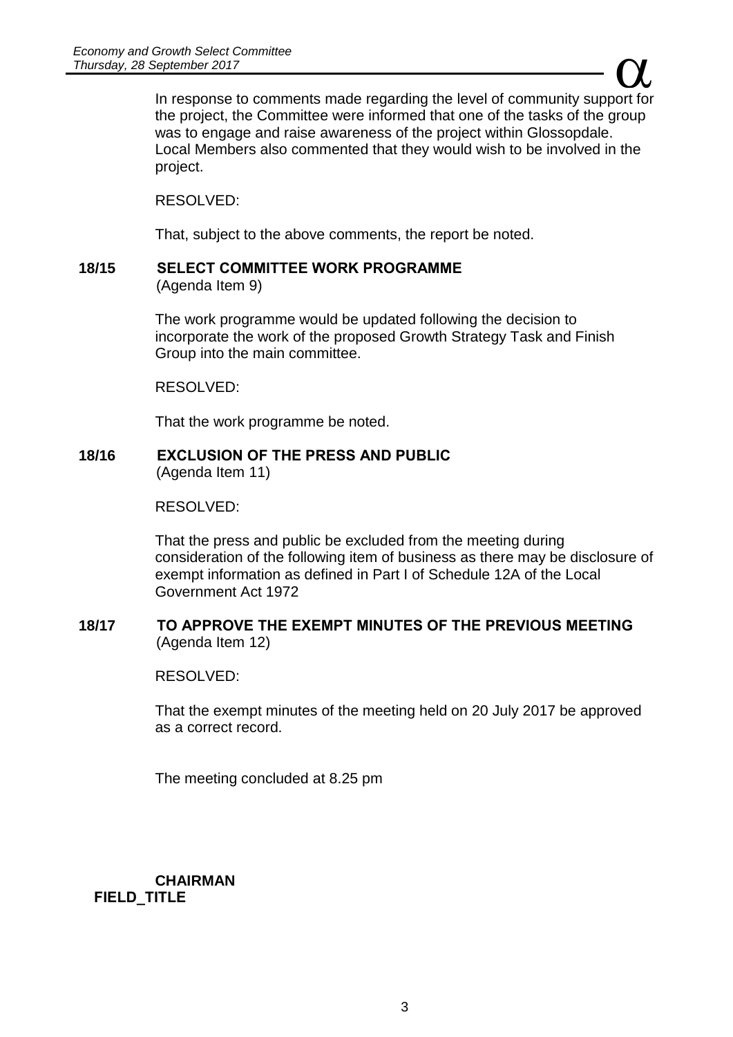In response to comments made regarding the level of community support for the project, the Committee were informed that one of the tasks of the group was to engage and raise awareness of the project within Glossopdale. Local Members also commented that they would wish to be involved in the project.

RESOLVED:

That, subject to the above comments, the report be noted.

**18/15 SELECT COMMITTEE WORK PROGRAMME**
(Agenda Item 9)

The work programme would be updated following the decision to incorporate the work of the proposed Growth Strategy Task and Finish Group into the main committee.

RESOLVED:

That the work programme be noted.

**18/16 EXCLUSION OF THE PRESS AND PUBLIC**
(Agenda Item 11)

RESOLVED:

That the press and public be excluded from the meeting during consideration of the following item of business as there may be disclosure of exempt information as defined in Part I of Schedule 12A of the Local Government Act 1972

**18/17 TO APPROVE THE EXEMPT MINUTES OF THE PREVIOUS MEETING**
(Agenda Item 12)

RESOLVED:

That the exempt minutes of the meeting held on 20 July 2017 be approved as a correct record.

The meeting concluded at 8.25 pm

**CHAIRMAN**
**FIELD_TITLE**